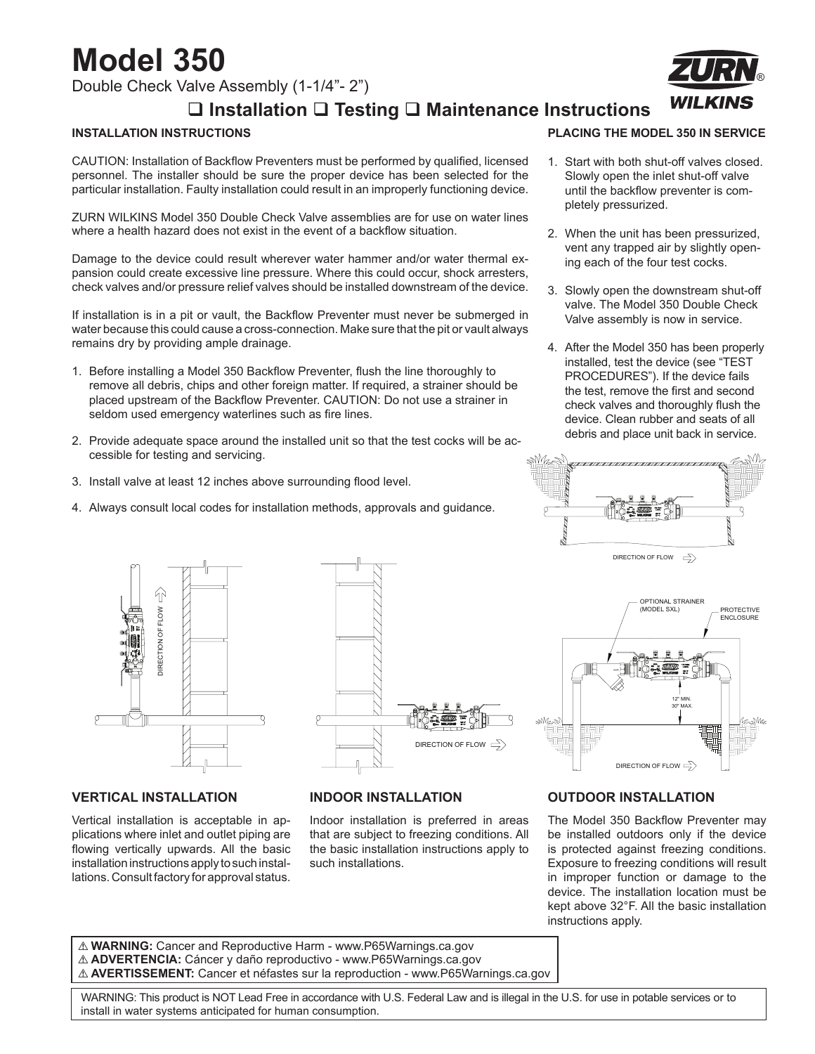# Model 350

Double Check Valve Assembly (1-1/4"- 2")

## ❑ Installation ❑ Testing ❑ Maintenance Instructions

### INSTALLATION INSTRUCTIONS

CAUTION: Installation of Backflow Preventers must be performed by qualified, licensed personnel. The installer should be sure the proper device has been selected for the particular installation. Faulty installation could result in an improperly functioning device.

ZURN WILKINS Model 350 Double Check Valve assemblies are for use on water lines where a health hazard does not exist in the event of a backflow situation.

Damage to the device could result wherever water hammer and/or water thermal expansion could create excessive line pressure. Where this could occur, shock arresters, check valves and/or pressure relief valves should be installed downstream of the device.

If installation is in a pit or vault, the Backflow Preventer must never be submerged in water because this could cause a cross-connection. Make sure that the pit or vault always remains dry by providing ample drainage.

1. Before installing a Model 350 Backflow Preventer, flush the line thoroughly to remove all debris, chips and other foreign matter. If required, a strainer should be placed upstream of the Backflow Preventer. CAUTION: Do not use a strainer in seldom used emergency waterlines such as fire lines.
2. Provide adequate space around the installed unit so that the test cocks will be accessible for testing and servicing.
3. Install valve at least 12 inches above surrounding flood level.
4. Always consult local codes for installation methods, approvals and guidance.

### PLACING THE MODEL 350 IN SERVICE

1. Start with both shut-off valves closed. Slowly open the inlet shut-off valve until the backflow preventer is completely pressurized.
2. When the unit has been pressurized, vent any trapped air by slightly opening each of the four test cocks.
3. Slowly open the downstream shut-off valve. The Model 350 Double Check Valve assembly is now in service.
4. After the Model 350 has been properly installed, test the device (see "TEST PROCEDURES"). If the device fails the test, remove the first and second check valves and thoroughly flush the device. Clean rubber and seats of all debris and place unit back in service.

DIRECTION OF FLOW

OPTIONAL STRAINER (MODEL SXL)

PROTECTIVE ENCLOSURE

12" MIN. 30" MAX.

DIRECTION OF FLOW

DIRECTION OF FLOW

DIRECTION OF FLOW

### VERTICAL INSTALLATION

Vertical installation is acceptable in applications where inlet and outlet piping are flowing vertically upwards. All the basic installation instructions apply to such installations. Consult factory for approval status.

### INDOOR INSTALLATION

Indoor installation is preferred in areas that are subject to freezing conditions. All the basic installation instructions apply to such installations.

### OUTDOOR INSTALLATION

The Model 350 Backflow Preventer may be installed outdoors only if the device is protected against freezing conditions. Exposure to freezing conditions will result in improper function or damage to the device. The installation location must be kept above 32°F. All the basic installation instructions apply.

⚠ **WARNING:** Cancer and Reproductive Harm - www.P65Warnings.ca.gov
⚠ **ADVERTENCIA:** Cáncer y daño reproductivo - www.P65Warnings.ca.gov
⚠ **AVERTISSEMENT:** Cancer et néfastes sur la reproduction - www.P65Warnings.ca.gov

WARNING: This product is NOT Lead Free in accordance with U.S. Federal Law and is illegal in the U.S. for use in potable services or to install in water systems anticipated for human consumption.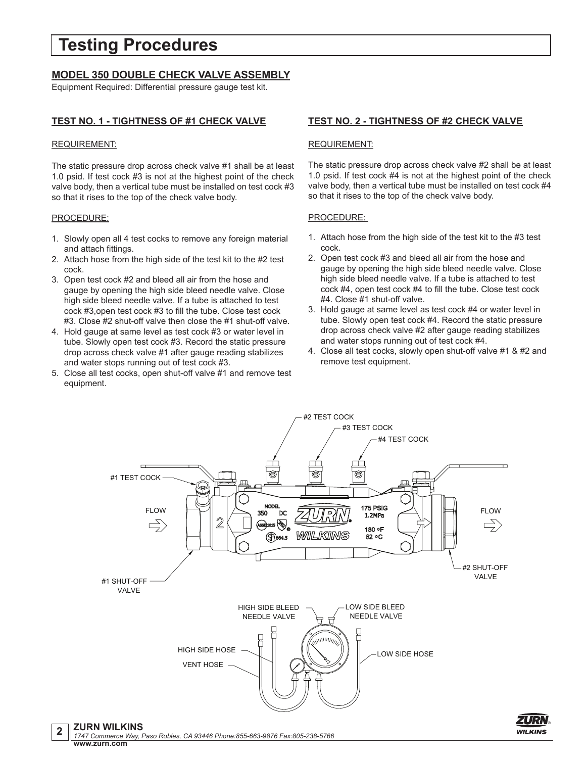// Testing Procedures

## MODEL 350 DOUBLE CHECK VALVE ASSEMBLY

Equipment Required: Differential pressure gauge test kit.

### TEST NO. 1 - TIGHTNESS OF #1 CHECK VALVE

REQUIREMENT:

The static pressure drop across check valve #1 shall be at least 1.0 psid. If test cock #3 is not at the highest point of the check valve body, then a vertical tube must be installed on test cock #3 so that it rises to the top of the check valve body.

PROCEDURE:

1. Slowly open all 4 test cocks to remove any foreign material and attach fittings.
2. Attach hose from the high side of the test kit to the #2 test cock.
3. Open test cock #2 and bleed all air from the hose and gauge by opening the high side bleed needle valve. Close high side bleed needle valve. If a tube is attached to test cock #3,open test cock #3 to fill the tube. Close test cock #3. Close #2 shut-off valve then close the #1 shut-off valve.
4. Hold gauge at same level as test cock #3 or water level in tube. Slowly open test cock #3. Record the static pressure drop across check valve #1 after gauge reading stabilizes and water stops running out of test cock #3.
5. Close all test cocks, open shut-off valve #1 and remove test equipment.

### TEST NO. 2 - TIGHTNESS OF #2 CHECK VALVE

REQUIREMENT:

The static pressure drop across check valve #2 shall be at least 1.0 psid. If test cock #4 is not at the highest point of the check valve body, then a vertical tube must be installed on test cock #4 so that it rises to the top of the check valve body.

PROCEDURE:

1. Attach hose from the high side of the test kit to the #3 test cock.
2. Open test cock #3 and bleed all air from the hose and gauge by opening the high side bleed needle valve. Close high side bleed needle valve. If a tube is attached to test cock #4, open test cock #4 to fill the tube. Close test cock #4. Close #1 shut-off valve.
3. Hold gauge at same level as test cock #4 or water level in tube. Slowly open test cock #4. Record the static pressure drop across check valve #2 after gauge reading stabilizes and water stops running out of test cock #4.
4. Close all test cocks, slowly open shut-off valve #1 & #2 and remove test equipment.

#1 TEST COCK · #2 TEST COCK · #3 TEST COCK · #4 TEST COCK · FLOW · #1 SHUT-OFF VALVE · #2 SHUT-OFF VALVE

HIGH SIDE BLEED NEEDLE VALVE · LOW SIDE BLEED NEEDLE VALVE · HIGH SIDE HOSE · VENT HOSE · LOW SIDE HOSE

**ZURN WILKINS**
*1747 Commerce Way, Paso Robles, CA 93446 Phone:855-663-9876 Fax:805-238-5766*
**www.zurn.com**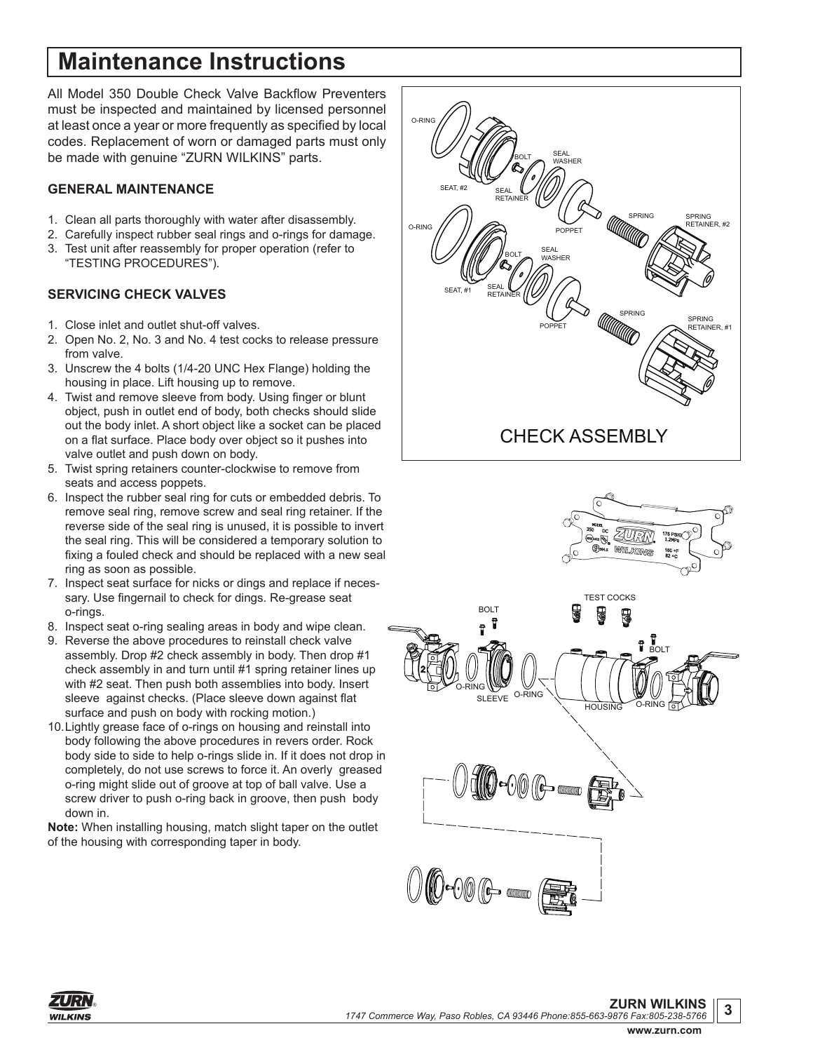# Maintenance Instructions

All Model 350 Double Check Valve Backflow Preventers must be inspected and maintained by licensed personnel at least once a year or more frequently as specified by local codes. Replacement of worn or damaged parts must only be made with genuine "ZURN WILKINS" parts.

### GENERAL MAINTENANCE

1. Clean all parts thoroughly with water after disassembly.
2. Carefully inspect rubber seal rings and o-rings for damage.
3. Test unit after reassembly for proper operation (refer to "TESTING PROCEDURES").

### SERVICING CHECK VALVES

1. Close inlet and outlet shut-off valves.
2. Open No. 2, No. 3 and No. 4 test cocks to release pressure from valve.
3. Unscrew the 4 bolts (1/4-20 UNC Hex Flange) holding the housing in place. Lift housing up to remove.
4. Twist and remove sleeve from body. Using finger or blunt object, push in outlet end of body, both checks should slide out the body inlet. A short object like a socket can be placed on a flat surface. Place body over object so it pushes into valve outlet and push down on body.
5. Twist spring retainers counter-clockwise to remove from seats and access poppets.
6. Inspect the rubber seal ring for cuts or embedded debris. To remove seal ring, remove screw and seal ring retainer. If the reverse side of the seal ring is unused, it is possible to invert the seal ring. This will be considered a temporary solution to fixing a fouled check and should be replaced with a new seal ring as soon as possible.
7. Inspect seat surface for nicks or dings and replace if necessary. Use fingernail to check for dings. Re-grease seat o-rings.
8. Inspect seat o-ring sealing areas in body and wipe clean.
9. Reverse the above procedures to reinstall check valve assembly. Drop #2 check assembly in body. Then drop #1 check assembly in and turn until #1 spring retainer lines up with #2 seat. Then push both assemblies into body. Insert sleeve against checks. (Place sleeve down against flat surface and push on body with rocking motion.)
10. Lightly grease face of o-rings on housing and reinstall into body following the above procedures in revers order. Rock body side to side to help o-rings slide in. If it does not drop in completely, do not use screws to force it. An overly greased o-ring might slide out of groove at top of ball valve. Use a screw driver to push o-ring back in groove, then push body down in.

**Note:** When installing housing, match slight taper on the outlet of the housing with corresponding taper in body.

CHECK ASSEMBLY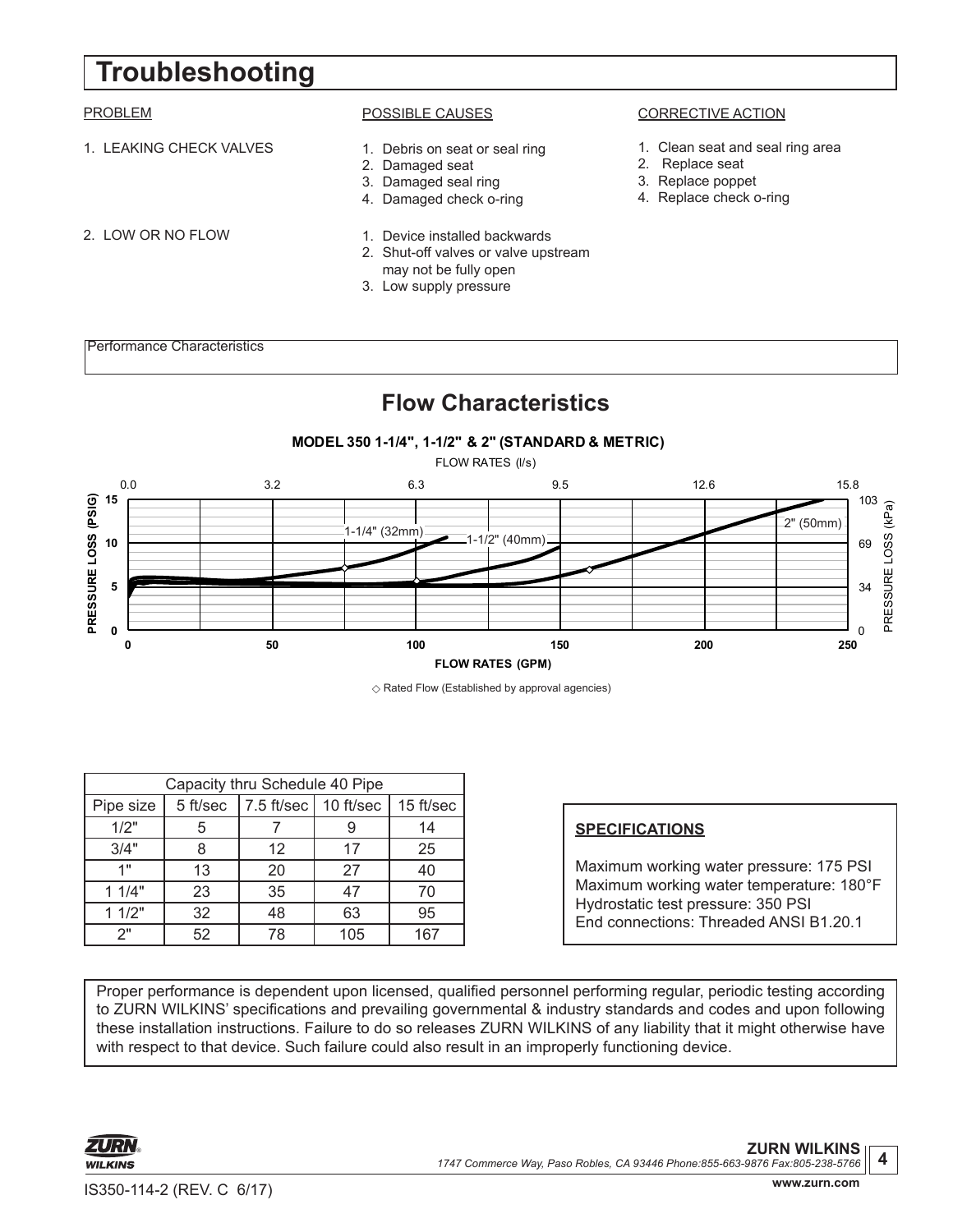# Troubleshooting

| PROBLEM | POSSIBLE CAUSES | CORRECTIVE ACTION |
|---|---|---|
| 1. LEAKING CHECK VALVES | 1. Debris on seat or seal ring<br>2. Damaged seat<br>3. Damaged seal ring<br>4. Damaged check o-ring | 1. Clean seat and seal ring area<br>2. Replace seat<br>3. Replace poppet<br>4. Replace check o-ring |
| 2. LOW OR NO FLOW | 1. Device installed backwards<br>2. Shut-off valves or valve upstream may not be fully open<br>3. Low supply pressure | |

Performance Characteristics

## Flow Characteristics

**MODEL 350 1-1/4", 1-1/2" & 2" (STANDARD & METRIC)**

FLOW RATES (l/s)

0.0 3.2 6.3 9.5 12.6 15.8

PRESSURE LOSS (PSIG)

0 5 10 15

PRESSURE LOSS (kPa)

0 34 69 103

1-1/4" (32mm)

1-1/2" (40mm)

2" (50mm)

0 50 100 150 200 250

FLOW RATES (GPM)

◇ Rated Flow (Established by approval agencies)

| Capacity thru Schedule 40 Pipe | | | | |
|---|---|---|---|---|
| Pipe size | 5 ft/sec | 7.5 ft/sec | 10 ft/sec | 15 ft/sec |
| 1/2" | 5 | 7 | 9 | 14 |
| 3/4" | 8 | 12 | 17 | 25 |
| 1" | 13 | 20 | 27 | 40 |
| 1 1/4" | 23 | 35 | 47 | 70 |
| 1 1/2" | 32 | 48 | 63 | 95 |
| 2" | 52 | 78 | 105 | 167 |

**SPECIFICATIONS**

Maximum working water pressure: 175 PSI
Maximum working water temperature: 180°F
Hydrostatic test pressure: 350 PSI
End connections: Threaded ANSI B1.20.1

Proper performance is dependent upon licensed, qualified personnel performing regular, periodic testing according to ZURN WILKINS' specifications and prevailing governmental & industry standards and codes and upon following these installation instructions. Failure to do so releases ZURN WILKINS of any liability that it might otherwise have with respect to that device. Such failure could also result in an improperly functioning device.

**ZURN WILKINS**
*1747 Commerce Way, Paso Robles, CA 93446 Phone:855-663-9876 Fax:805-238-5766*
www.zurn.com

IS350-114-2 (REV. C 6/17)